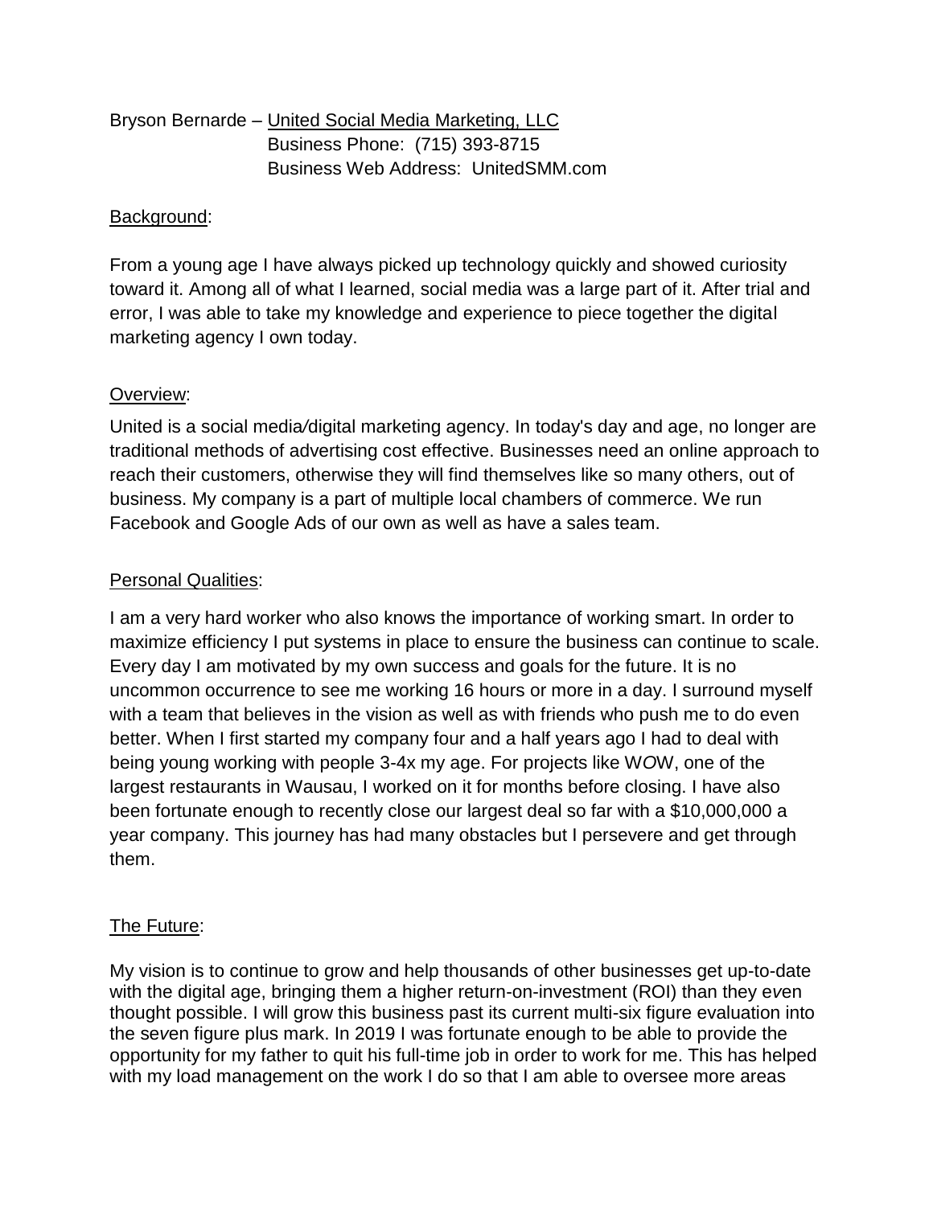Bryson Bernarde – United Social Media Marketing, LLC
Business Phone: (715) 393-8715
Business Web Address: UnitedSMM.com

## Background:

From a young age I have always picked up technology quickly and showed curiosity toward it. Among all of what I learned, social media was a large part of it. After trial and error, I was able to take my knowledge and experience to piece together the digital marketing agency I own today.

## Overview:

United is a social media/digital marketing agency. In today's day and age, no longer are traditional methods of advertising cost effective. Businesses need an online approach to reach their customers, otherwise they will find themselves like so many others, out of business. My company is a part of multiple local chambers of commerce. We run Facebook and Google Ads of our own as well as have a sales team.

## Personal Qualities:

I am a very hard worker who also knows the importance of working smart. In order to maximize efficiency I put systems in place to ensure the business can continue to scale. Every day I am motivated by my own success and goals for the future. It is no uncommon occurrence to see me working 16 hours or more in a day. I surround myself with a team that believes in the vision as well as with friends who push me to do even better. When I first started my company four and a half years ago I had to deal with being young working with people 3-4x my age. For projects like WOW, one of the largest restaurants in Wausau, I worked on it for months before closing. I have also been fortunate enough to recently close our largest deal so far with a $10,000,000 a year company. This journey has had many obstacles but I persevere and get through them.

## The Future:

My vision is to continue to grow and help thousands of other businesses get up-to-date with the digital age, bringing them a higher return-on-investment (ROI) than they even thought possible. I will grow this business past its current multi-six figure evaluation into the seven figure plus mark. In 2019 I was fortunate enough to be able to provide the opportunity for my father to quit his full-time job in order to work for me. This has helped with my load management on the work I do so that I am able to oversee more areas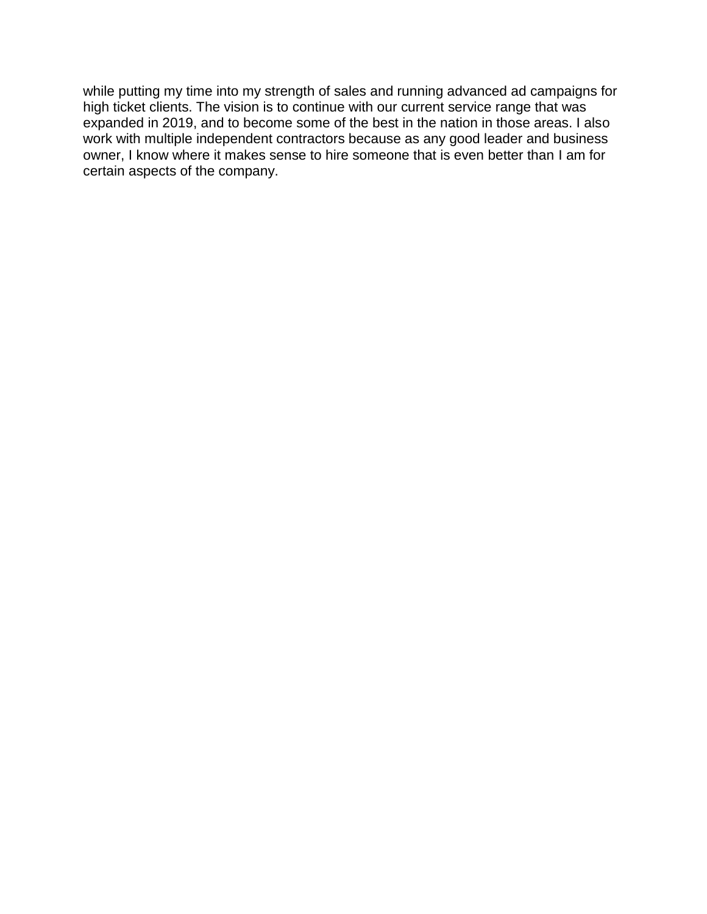while putting my time into my strength of sales and running advanced ad campaigns for high ticket clients. The vision is to continue with our current service range that was expanded in 2019, and to become some of the best in the nation in those areas. I also work with multiple independent contractors because as any good leader and business owner, I know where it makes sense to hire someone that is even better than I am for certain aspects of the company.